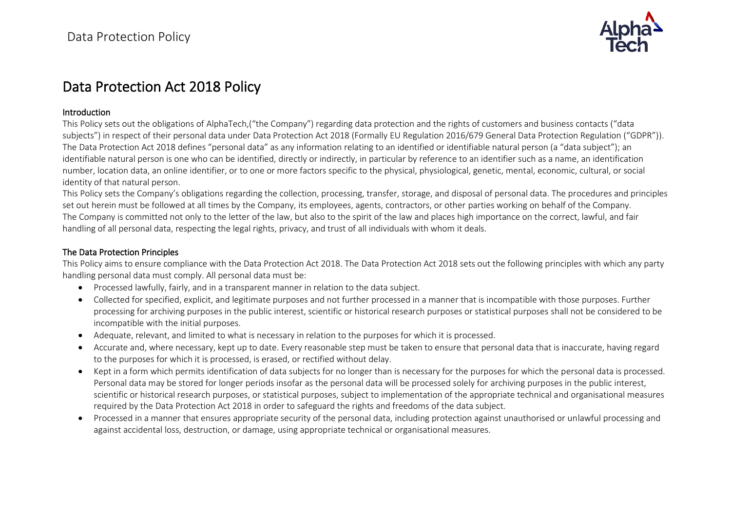# Data Protection Act 2018 Policy

## Introduction

This Policy sets out the obligations of AlphaTech,("the Company") regarding data protection and the rights of customers and business contacts ("data subjects") in respect of their personal data under Data Protection Act 2018 (Formally EU Regulation 2016/679 General Data Protection Regulation ("GDPR")).

The Data Protection Act 2018 defines "personal data" as any information relating to an identified or identifiable natural person (a "data subject"); an identifiable natural person is one who can be identified, directly or indirectly, in particular by reference to an identifier such as a name, an identification number, location data, an online identifier, or to one or more factors specific to the physical, physiological, genetic, mental, economic, cultural, or social identity of that natural person.

This Policy sets the Company's obligations regarding the collection, processing, transfer, storage, and disposal of personal data. The procedures and principles set out herein must be followed at all times by the Company, its employees, agents, contractors, or other parties working on behalf of the Company.

The Company is committed not only to the letter of the law, but also to the spirit of the law and places high importance on the correct, lawful, and fair handling of all personal data, respecting the legal rights, privacy, and trust of all individuals with whom it deals.

## The Data Protection Principles

This Policy aims to ensure compliance with the Data Protection Act 2018. The Data Protection Act 2018 sets out the following principles with which any party handling personal data must comply. All personal data must be:

- Processed lawfully, fairly, and in a transparent manner in relation to the data subject.
- Collected for specified, explicit, and legitimate purposes and not further processed in a manner that is incompatible with those purposes. Further processing for archiving purposes in the public interest, scientific or historical research purposes or statistical purposes shall not be considered to be incompatible with the initial purposes.
- Adequate, relevant, and limited to what is necessary in relation to the purposes for which it is processed.
- Accurate and, where necessary, kept up to date. Every reasonable step must be taken to ensure that personal data that is inaccurate, having regard to the purposes for which it is processed, is erased, or rectified without delay.
- Kept in a form which permits identification of data subjects for no longer than is necessary for the purposes for which the personal data is processed. Personal data may be stored for longer periods insofar as the personal data will be processed solely for archiving purposes in the public interest, scientific or historical research purposes, or statistical purposes, subject to implementation of the appropriate technical and organisational measures required by the Data Protection Act 2018 in order to safeguard the rights and freedoms of the data subject.
- Processed in a manner that ensures appropriate security of the personal data, including protection against unauthorised or unlawful processing and against accidental loss, destruction, or damage, using appropriate technical or organisational measures.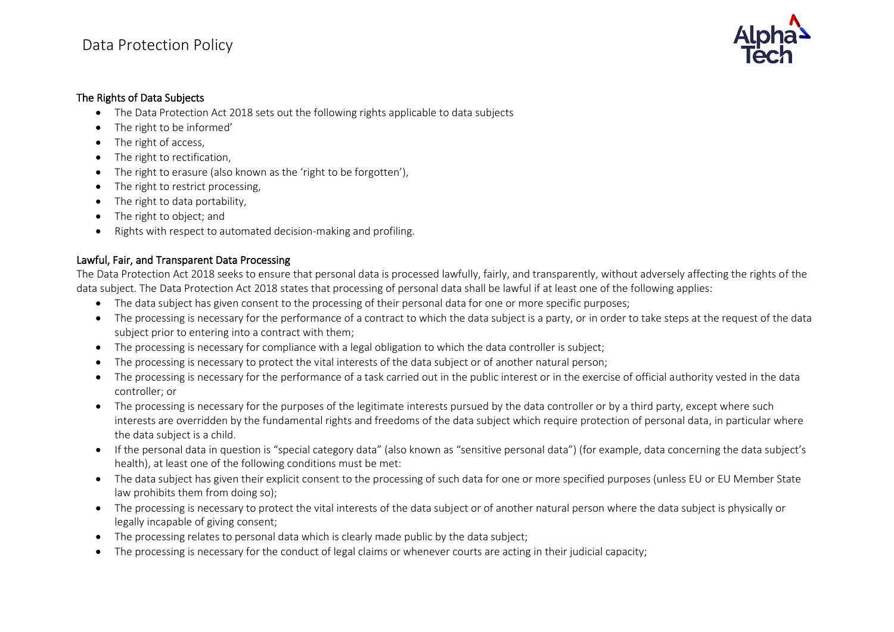### The Rights of Data Subjects

- The Data Protection Act 2018 sets out the following rights applicable to data subjects
- The right to be informed'
- The right of access,
- The right to rectification,
- The right to erasure (also known as the 'right to be forgotten'),
- The right to restrict processing,
- The right to data portability,
- The right to object; and
- Rights with respect to automated decision-making and profiling.

### Lawful, Fair, and Transparent Data Processing

The Data Protection Act 2018 seeks to ensure that personal data is processed lawfully, fairly, and transparently, without adversely affecting the rights of the data subject. The Data Protection Act 2018 states that processing of personal data shall be lawful if at least one of the following applies:

- The data subject has given consent to the processing of their personal data for one or more specific purposes;
- The processing is necessary for the performance of a contract to which the data subject is a party, or in order to take steps at the request of the data subject prior to entering into a contract with them;
- The processing is necessary for compliance with a legal obligation to which the data controller is subject;
- The processing is necessary to protect the vital interests of the data subject or of another natural person;
- The processing is necessary for the performance of a task carried out in the public interest or in the exercise of official authority vested in the data controller; or
- The processing is necessary for the purposes of the legitimate interests pursued by the data controller or by a third party, except where such interests are overridden by the fundamental rights and freedoms of the data subject which require protection of personal data, in particular where the data subject is a child.
- If the personal data in question is "special category data" (also known as "sensitive personal data") (for example, data concerning the data subject's health), at least one of the following conditions must be met:
- The data subject has given their explicit consent to the processing of such data for one or more specified purposes (unless EU or EU Member State law prohibits them from doing so);
- The processing is necessary to protect the vital interests of the data subject or of another natural person where the data subject is physically or legally incapable of giving consent;
- The processing relates to personal data which is clearly made public by the data subject;
- The processing is necessary for the conduct of legal claims or whenever courts are acting in their judicial capacity;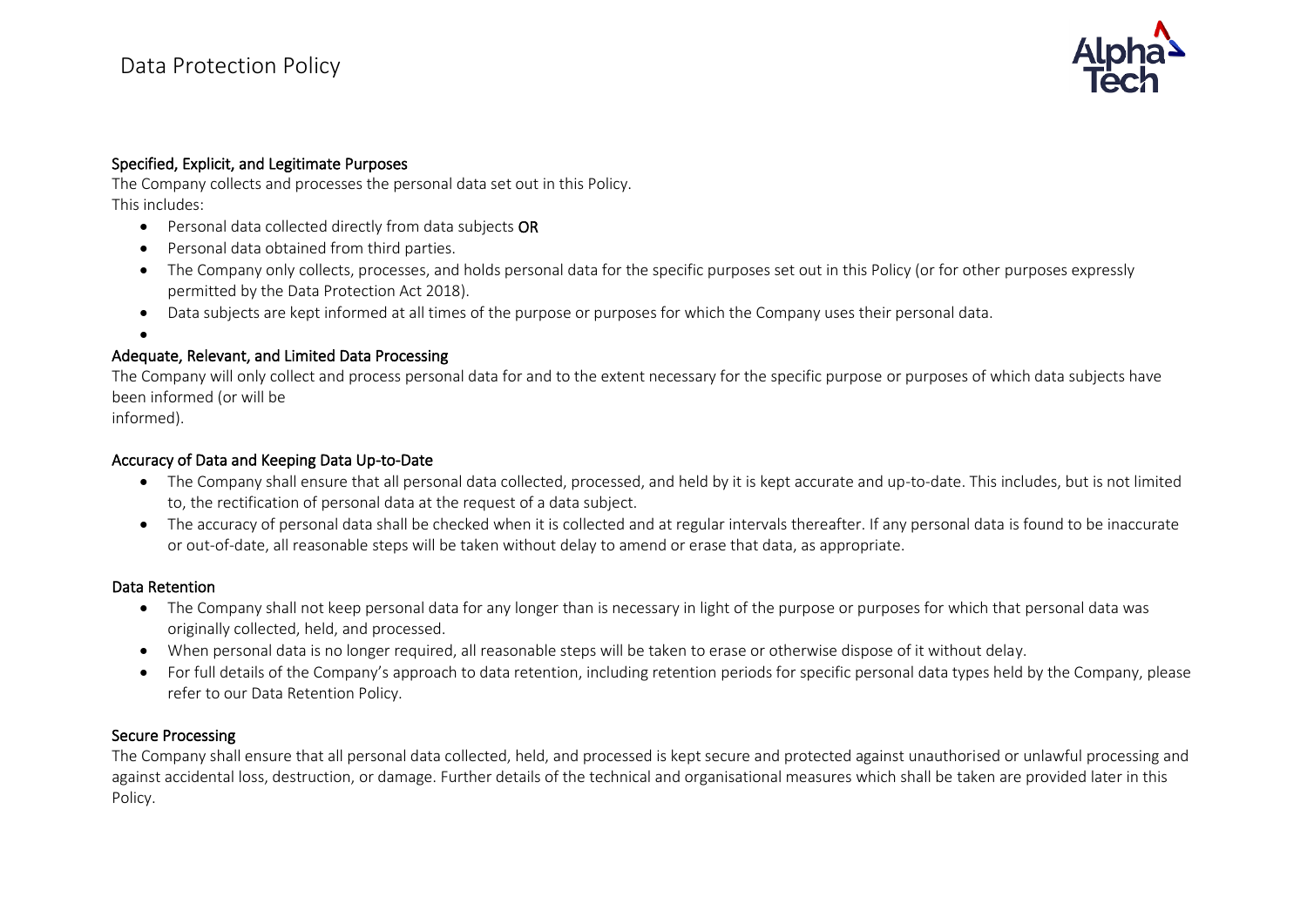### Specified, Explicit, and Legitimate Purposes

The Company collects and processes the personal data set out in this Policy.
This includes:

- Personal data collected directly from data subjects **OR**
- Personal data obtained from third parties.
- The Company only collects, processes, and holds personal data for the specific purposes set out in this Policy (or for other purposes expressly permitted by the Data Protection Act 2018).
- Data subjects are kept informed at all times of the purpose or purposes for which the Company uses their personal data.

### Adequate, Relevant, and Limited Data Processing

The Company will only collect and process personal data for and to the extent necessary for the specific purpose or purposes of which data subjects have been informed (or will be
informed).

### Accuracy of Data and Keeping Data Up-to-Date

- The Company shall ensure that all personal data collected, processed, and held by it is kept accurate and up-to-date. This includes, but is not limited to, the rectification of personal data at the request of a data subject.
- The accuracy of personal data shall be checked when it is collected and at regular intervals thereafter. If any personal data is found to be inaccurate or out-of-date, all reasonable steps will be taken without delay to amend or erase that data, as appropriate.

### Data Retention

- The Company shall not keep personal data for any longer than is necessary in light of the purpose or purposes for which that personal data was originally collected, held, and processed.
- When personal data is no longer required, all reasonable steps will be taken to erase or otherwise dispose of it without delay.
- For full details of the Company's approach to data retention, including retention periods for specific personal data types held by the Company, please refer to our Data Retention Policy.

### Secure Processing

The Company shall ensure that all personal data collected, held, and processed is kept secure and protected against unauthorised or unlawful processing and against accidental loss, destruction, or damage. Further details of the technical and organisational measures which shall be taken are provided later in this Policy.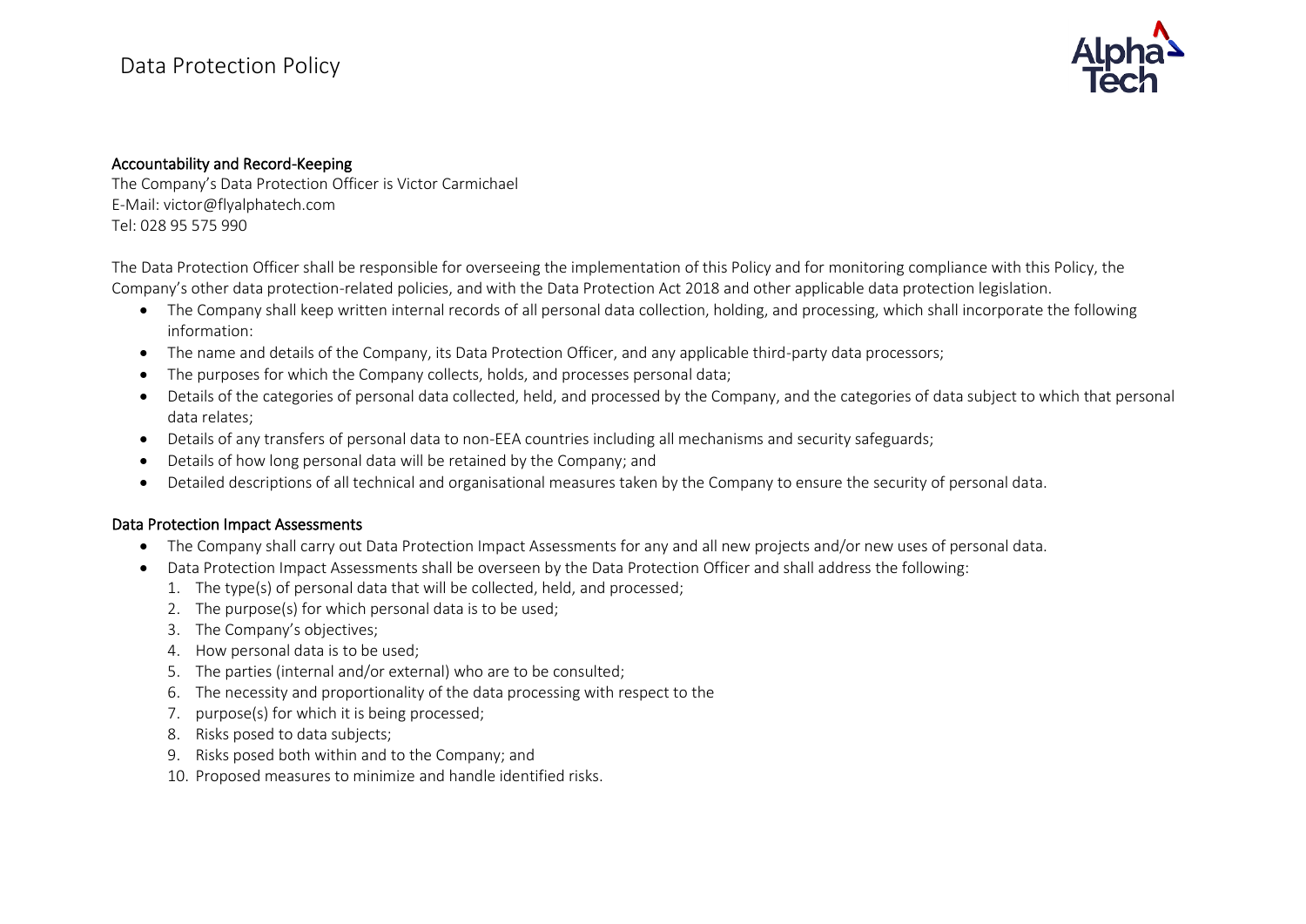#### Accountability and Record-Keeping

The Company's Data Protection Officer is Victor Carmichael
E-Mail: victor@flyalphatech.com
Tel: 028 95 575 990

The Data Protection Officer shall be responsible for overseeing the implementation of this Policy and for monitoring compliance with this Policy, the Company's other data protection-related policies, and with the Data Protection Act 2018 and other applicable data protection legislation.

- The Company shall keep written internal records of all personal data collection, holding, and processing, which shall incorporate the following information:
- The name and details of the Company, its Data Protection Officer, and any applicable third-party data processors;
- The purposes for which the Company collects, holds, and processes personal data;
- Details of the categories of personal data collected, held, and processed by the Company, and the categories of data subject to which that personal data relates;
- Details of any transfers of personal data to non-EEA countries including all mechanisms and security safeguards;
- Details of how long personal data will be retained by the Company; and
- Detailed descriptions of all technical and organisational measures taken by the Company to ensure the security of personal data.

#### Data Protection Impact Assessments

- The Company shall carry out Data Protection Impact Assessments for any and all new projects and/or new uses of personal data.
- Data Protection Impact Assessments shall be overseen by the Data Protection Officer and shall address the following:
  1. The type(s) of personal data that will be collected, held, and processed;
  2. The purpose(s) for which personal data is to be used;
  3. The Company's objectives;
  4. How personal data is to be used;
  5. The parties (internal and/or external) who are to be consulted;
  6. The necessity and proportionality of the data processing with respect to the
  7. purpose(s) for which it is being processed;
  8. Risks posed to data subjects;
  9. Risks posed both within and to the Company; and
  10. Proposed measures to minimize and handle identified risks.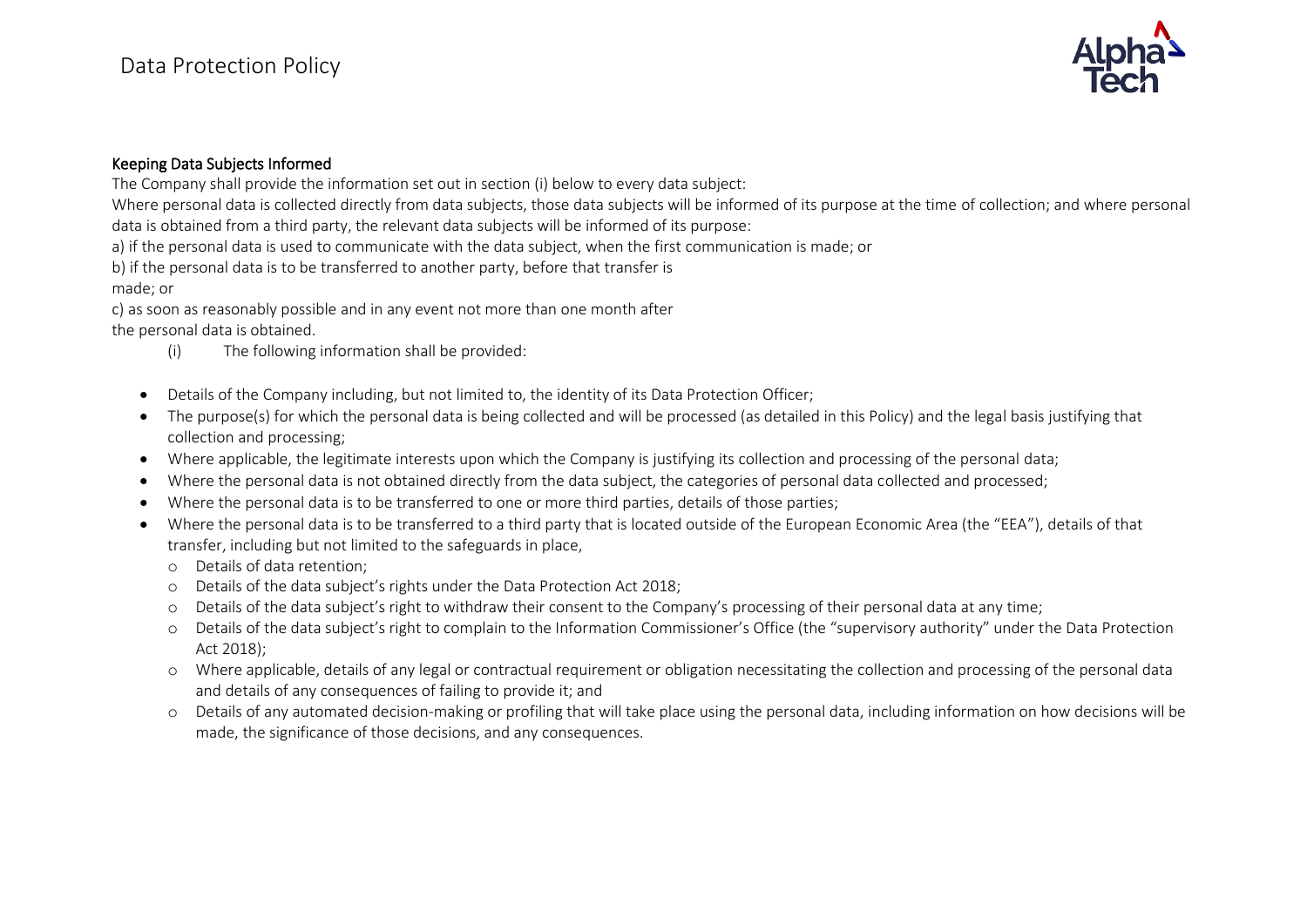## Keeping Data Subjects Informed

The Company shall provide the information set out in section (i) below to every data subject:

Where personal data is collected directly from data subjects, those data subjects will be informed of its purpose at the time of collection; and where personal data is obtained from a third party, the relevant data subjects will be informed of its purpose:

a) if the personal data is used to communicate with the data subject, when the first communication is made; or

b) if the personal data is to be transferred to another party, before that transfer is made; or

c) as soon as reasonably possible and in any event not more than one month after the personal data is obtained.

(i) The following information shall be provided:

- Details of the Company including, but not limited to, the identity of its Data Protection Officer;
- The purpose(s) for which the personal data is being collected and will be processed (as detailed in this Policy) and the legal basis justifying that collection and processing;
- Where applicable, the legitimate interests upon which the Company is justifying its collection and processing of the personal data;
- Where the personal data is not obtained directly from the data subject, the categories of personal data collected and processed;
- Where the personal data is to be transferred to one or more third parties, details of those parties;
- Where the personal data is to be transferred to a third party that is located outside of the European Economic Area (the "EEA"), details of that transfer, including but not limited to the safeguards in place,
  - Details of data retention;
  - Details of the data subject's rights under the Data Protection Act 2018;
  - Details of the data subject's right to withdraw their consent to the Company's processing of their personal data at any time;
  - Details of the data subject's right to complain to the Information Commissioner's Office (the "supervisory authority" under the Data Protection Act 2018);
  - Where applicable, details of any legal or contractual requirement or obligation necessitating the collection and processing of the personal data and details of any consequences of failing to provide it; and
  - Details of any automated decision-making or profiling that will take place using the personal data, including information on how decisions will be made, the significance of those decisions, and any consequences.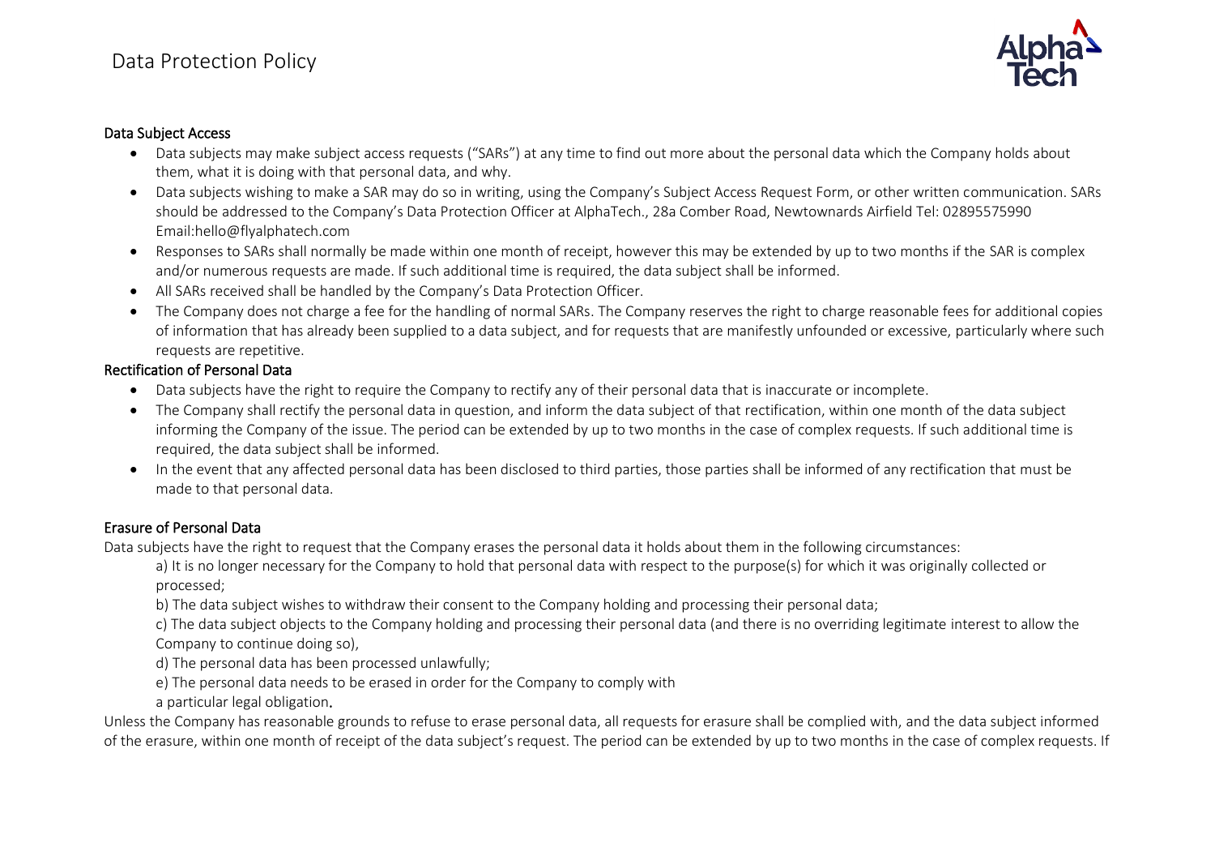### Data Subject Access

- Data subjects may make subject access requests ("SARs") at any time to find out more about the personal data which the Company holds about them, what it is doing with that personal data, and why.
- Data subjects wishing to make a SAR may do so in writing, using the Company's Subject Access Request Form, or other written communication. SARs should be addressed to the Company's Data Protection Officer at AlphaTech., 28a Comber Road, Newtownards Airfield Tel: 02895575990 Email:hello@flyalphatech.com
- Responses to SARs shall normally be made within one month of receipt, however this may be extended by up to two months if the SAR is complex and/or numerous requests are made. If such additional time is required, the data subject shall be informed.
- All SARs received shall be handled by the Company's Data Protection Officer.
- The Company does not charge a fee for the handling of normal SARs. The Company reserves the right to charge reasonable fees for additional copies of information that has already been supplied to a data subject, and for requests that are manifestly unfounded or excessive, particularly where such requests are repetitive.

### Rectification of Personal Data

- Data subjects have the right to require the Company to rectify any of their personal data that is inaccurate or incomplete.
- The Company shall rectify the personal data in question, and inform the data subject of that rectification, within one month of the data subject informing the Company of the issue. The period can be extended by up to two months in the case of complex requests. If such additional time is required, the data subject shall be informed.
- In the event that any affected personal data has been disclosed to third parties, those parties shall be informed of any rectification that must be made to that personal data.

### Erasure of Personal Data

Data subjects have the right to request that the Company erases the personal data it holds about them in the following circumstances:

a) It is no longer necessary for the Company to hold that personal data with respect to the purpose(s) for which it was originally collected or processed;

b) The data subject wishes to withdraw their consent to the Company holding and processing their personal data;

c) The data subject objects to the Company holding and processing their personal data (and there is no overriding legitimate interest to allow the Company to continue doing so),

d) The personal data has been processed unlawfully;

e) The personal data needs to be erased in order for the Company to comply with a particular legal obligation.

Unless the Company has reasonable grounds to refuse to erase personal data, all requests for erasure shall be complied with, and the data subject informed of the erasure, within one month of receipt of the data subject's request. The period can be extended by up to two months in the case of complex requests. If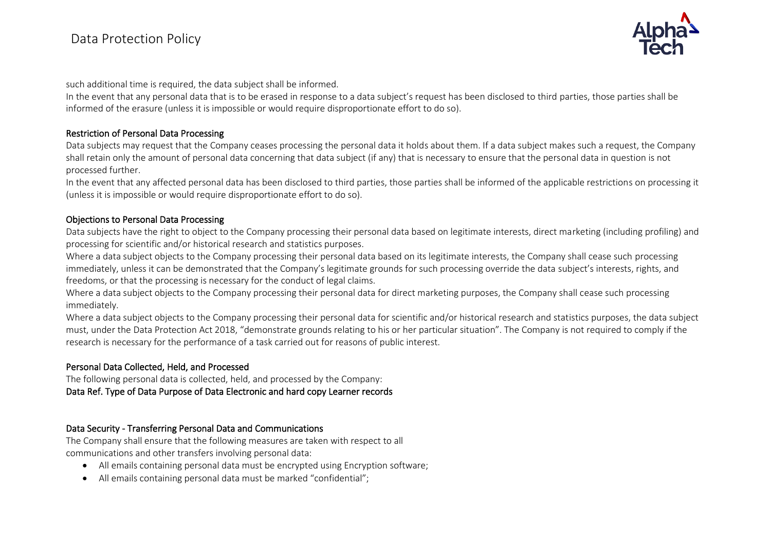such additional time is required, the data subject shall be informed.

In the event that any personal data that is to be erased in response to a data subject's request has been disclosed to third parties, those parties shall be informed of the erasure (unless it is impossible or would require disproportionate effort to do so).

### Restriction of Personal Data Processing

Data subjects may request that the Company ceases processing the personal data it holds about them. If a data subject makes such a request, the Company shall retain only the amount of personal data concerning that data subject (if any) that is necessary to ensure that the personal data in question is not processed further.

In the event that any affected personal data has been disclosed to third parties, those parties shall be informed of the applicable restrictions on processing it (unless it is impossible or would require disproportionate effort to do so).

### Objections to Personal Data Processing

Data subjects have the right to object to the Company processing their personal data based on legitimate interests, direct marketing (including profiling) and processing for scientific and/or historical research and statistics purposes.

Where a data subject objects to the Company processing their personal data based on its legitimate interests, the Company shall cease such processing immediately, unless it can be demonstrated that the Company's legitimate grounds for such processing override the data subject's interests, rights, and freedoms, or that the processing is necessary for the conduct of legal claims.

Where a data subject objects to the Company processing their personal data for direct marketing purposes, the Company shall cease such processing immediately.

Where a data subject objects to the Company processing their personal data for scientific and/or historical research and statistics purposes, the data subject must, under the Data Protection Act 2018, "demonstrate grounds relating to his or her particular situation". The Company is not required to comply if the research is necessary for the performance of a task carried out for reasons of public interest.

### Personal Data Collected, Held, and Processed

The following personal data is collected, held, and processed by the Company:

**Data Ref. Type of Data Purpose of Data Electronic and hard copy Learner records**

### Data Security - Transferring Personal Data and Communications

The Company shall ensure that the following measures are taken with respect to all communications and other transfers involving personal data:

- All emails containing personal data must be encrypted using Encryption software;
- All emails containing personal data must be marked "confidential";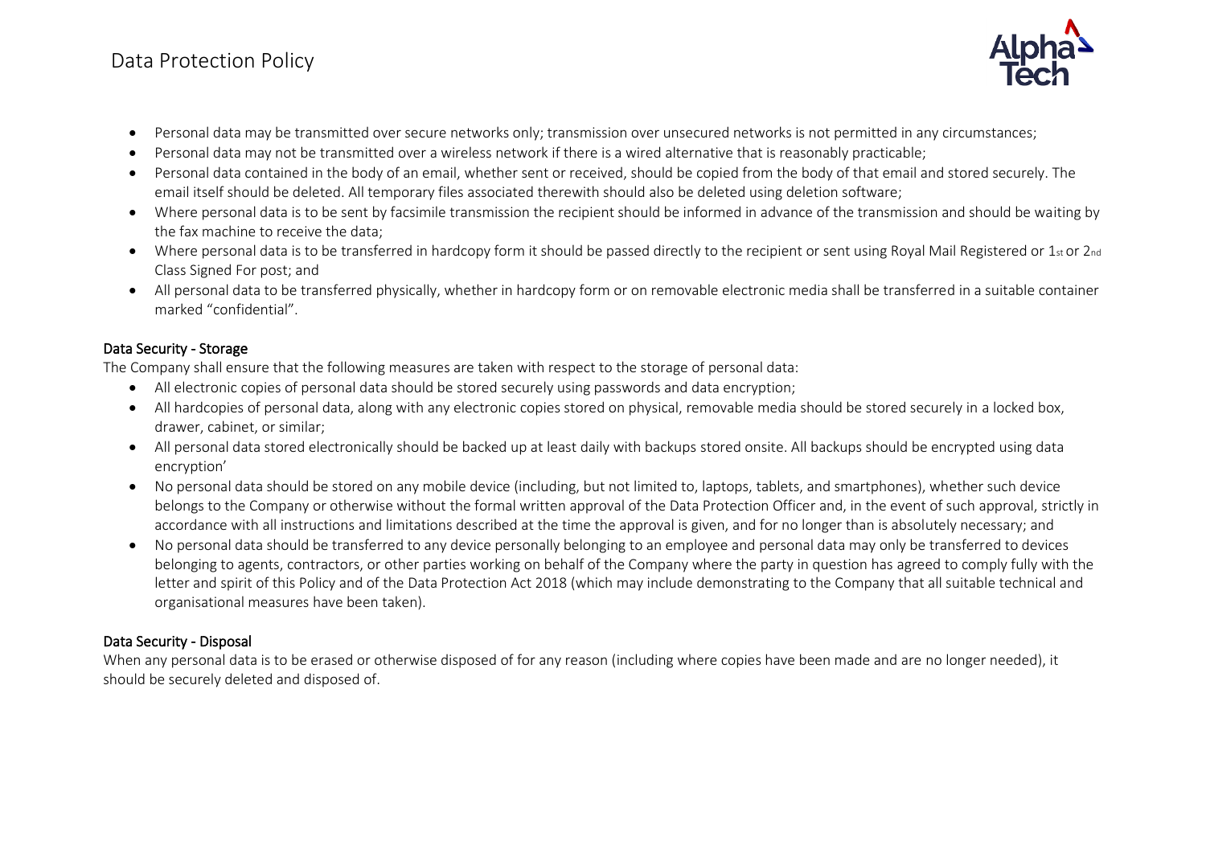- Personal data may be transmitted over secure networks only; transmission over unsecured networks is not permitted in any circumstances;
- Personal data may not be transmitted over a wireless network if there is a wired alternative that is reasonably practicable;
- Personal data contained in the body of an email, whether sent or received, should be copied from the body of that email and stored securely. The email itself should be deleted. All temporary files associated therewith should also be deleted using deletion software;
- Where personal data is to be sent by facsimile transmission the recipient should be informed in advance of the transmission and should be waiting by the fax machine to receive the data;
- Where personal data is to be transferred in hardcopy form it should be passed directly to the recipient or sent using Royal Mail Registered or 1st or 2nd Class Signed For post; and
- All personal data to be transferred physically, whether in hardcopy form or on removable electronic media shall be transferred in a suitable container marked "confidential".

## Data Security - Storage

The Company shall ensure that the following measures are taken with respect to the storage of personal data:

- All electronic copies of personal data should be stored securely using passwords and data encryption;
- All hardcopies of personal data, along with any electronic copies stored on physical, removable media should be stored securely in a locked box, drawer, cabinet, or similar;
- All personal data stored electronically should be backed up at least daily with backups stored onsite. All backups should be encrypted using data encryption'
- No personal data should be stored on any mobile device (including, but not limited to, laptops, tablets, and smartphones), whether such device belongs to the Company or otherwise without the formal written approval of the Data Protection Officer and, in the event of such approval, strictly in accordance with all instructions and limitations described at the time the approval is given, and for no longer than is absolutely necessary; and
- No personal data should be transferred to any device personally belonging to an employee and personal data may only be transferred to devices belonging to agents, contractors, or other parties working on behalf of the Company where the party in question has agreed to comply fully with the letter and spirit of this Policy and of the Data Protection Act 2018 (which may include demonstrating to the Company that all suitable technical and organisational measures have been taken).

## Data Security - Disposal

When any personal data is to be erased or otherwise disposed of for any reason (including where copies have been made and are no longer needed), it should be securely deleted and disposed of.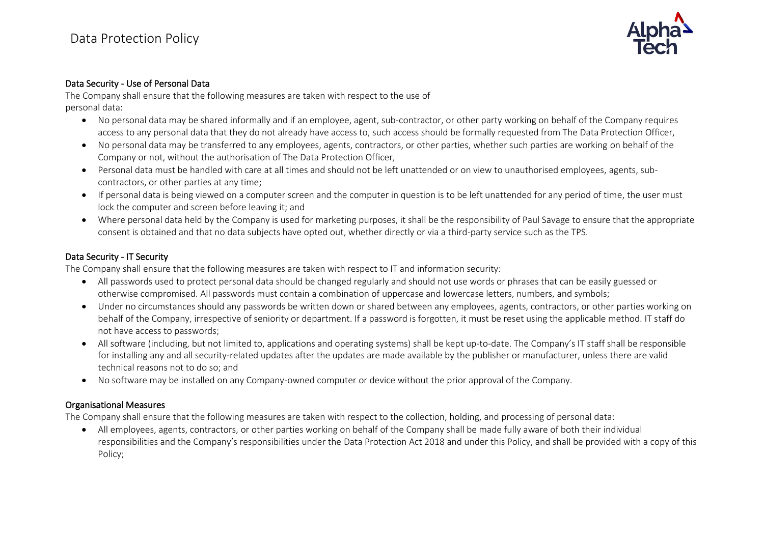### Data Security - Use of Personal Data

The Company shall ensure that the following measures are taken with respect to the use of personal data:

- No personal data may be shared informally and if an employee, agent, sub-contractor, or other party working on behalf of the Company requires access to any personal data that they do not already have access to, such access should be formally requested from The Data Protection Officer,
- No personal data may be transferred to any employees, agents, contractors, or other parties, whether such parties are working on behalf of the Company or not, without the authorisation of The Data Protection Officer,
- Personal data must be handled with care at all times and should not be left unattended or on view to unauthorised employees, agents, sub-contractors, or other parties at any time;
- If personal data is being viewed on a computer screen and the computer in question is to be left unattended for any period of time, the user must lock the computer and screen before leaving it; and
- Where personal data held by the Company is used for marketing purposes, it shall be the responsibility of Paul Savage to ensure that the appropriate consent is obtained and that no data subjects have opted out, whether directly or via a third-party service such as the TPS.

### Data Security - IT Security

The Company shall ensure that the following measures are taken with respect to IT and information security:

- All passwords used to protect personal data should be changed regularly and should not use words or phrases that can be easily guessed or otherwise compromised. All passwords must contain a combination of uppercase and lowercase letters, numbers, and symbols;
- Under no circumstances should any passwords be written down or shared between any employees, agents, contractors, or other parties working on behalf of the Company, irrespective of seniority or department. If a password is forgotten, it must be reset using the applicable method. IT staff do not have access to passwords;
- All software (including, but not limited to, applications and operating systems) shall be kept up-to-date. The Company's IT staff shall be responsible for installing any and all security-related updates after the updates are made available by the publisher or manufacturer, unless there are valid technical reasons not to do so; and
- No software may be installed on any Company-owned computer or device without the prior approval of the Company.

### Organisational Measures

The Company shall ensure that the following measures are taken with respect to the collection, holding, and processing of personal data:

- All employees, agents, contractors, or other parties working on behalf of the Company shall be made fully aware of both their individual responsibilities and the Company's responsibilities under the Data Protection Act 2018 and under this Policy, and shall be provided with a copy of this Policy;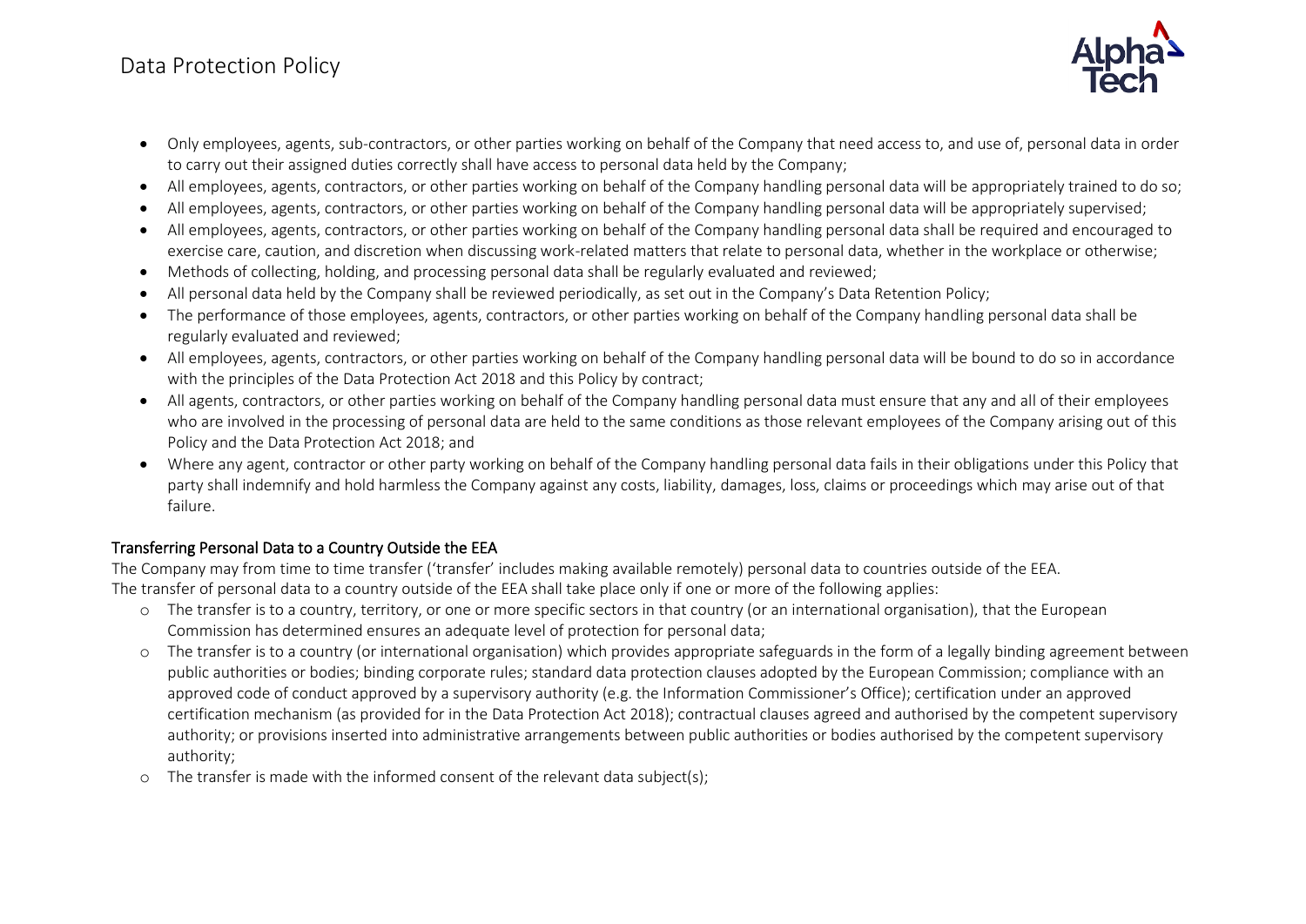- Only employees, agents, sub-contractors, or other parties working on behalf of the Company that need access to, and use of, personal data in order to carry out their assigned duties correctly shall have access to personal data held by the Company;
- All employees, agents, contractors, or other parties working on behalf of the Company handling personal data will be appropriately trained to do so;
- All employees, agents, contractors, or other parties working on behalf of the Company handling personal data will be appropriately supervised;
- All employees, agents, contractors, or other parties working on behalf of the Company handling personal data shall be required and encouraged to exercise care, caution, and discretion when discussing work-related matters that relate to personal data, whether in the workplace or otherwise;
- Methods of collecting, holding, and processing personal data shall be regularly evaluated and reviewed;
- All personal data held by the Company shall be reviewed periodically, as set out in the Company's Data Retention Policy;
- The performance of those employees, agents, contractors, or other parties working on behalf of the Company handling personal data shall be regularly evaluated and reviewed;
- All employees, agents, contractors, or other parties working on behalf of the Company handling personal data will be bound to do so in accordance with the principles of the Data Protection Act 2018 and this Policy by contract;
- All agents, contractors, or other parties working on behalf of the Company handling personal data must ensure that any and all of their employees who are involved in the processing of personal data are held to the same conditions as those relevant employees of the Company arising out of this Policy and the Data Protection Act 2018; and
- Where any agent, contractor or other party working on behalf of the Company handling personal data fails in their obligations under this Policy that party shall indemnify and hold harmless the Company against any costs, liability, damages, loss, claims or proceedings which may arise out of that failure.

## Transferring Personal Data to a Country Outside the EEA

The Company may from time to time transfer ('transfer' includes making available remotely) personal data to countries outside of the EEA.
The transfer of personal data to a country outside of the EEA shall take place only if one or more of the following applies:

- The transfer is to a country, territory, or one or more specific sectors in that country (or an international organisation), that the European Commission has determined ensures an adequate level of protection for personal data;
- The transfer is to a country (or international organisation) which provides appropriate safeguards in the form of a legally binding agreement between public authorities or bodies; binding corporate rules; standard data protection clauses adopted by the European Commission; compliance with an approved code of conduct approved by a supervisory authority (e.g. the Information Commissioner's Office); certification under an approved certification mechanism (as provided for in the Data Protection Act 2018); contractual clauses agreed and authorised by the competent supervisory authority; or provisions inserted into administrative arrangements between public authorities or bodies authorised by the competent supervisory authority;
- The transfer is made with the informed consent of the relevant data subject(s);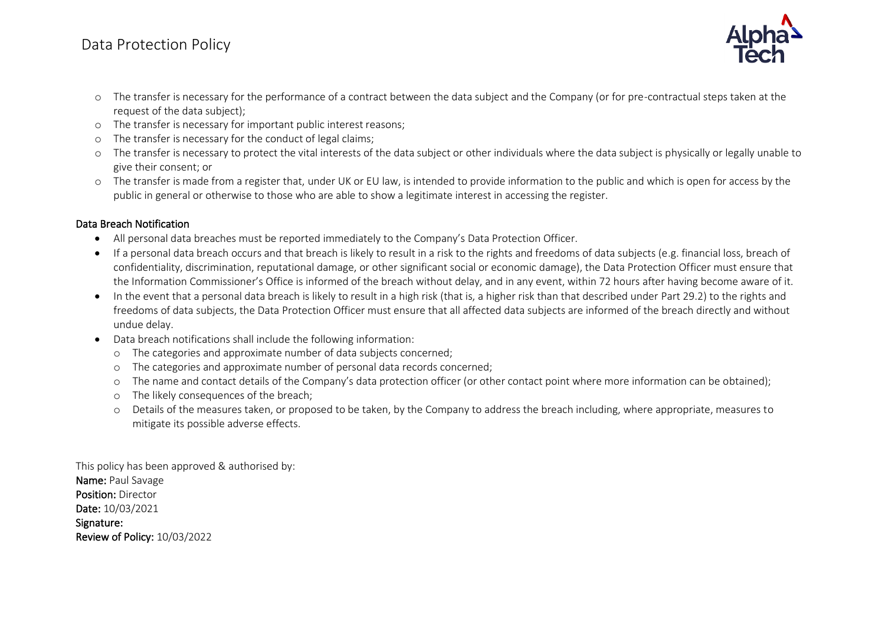- The transfer is necessary for the performance of a contract between the data subject and the Company (or for pre-contractual steps taken at the request of the data subject);
- The transfer is necessary for important public interest reasons;
- The transfer is necessary for the conduct of legal claims;
- The transfer is necessary to protect the vital interests of the data subject or other individuals where the data subject is physically or legally unable to give their consent; or
- The transfer is made from a register that, under UK or EU law, is intended to provide information to the public and which is open for access by the public in general or otherwise to those who are able to show a legitimate interest in accessing the register.

## Data Breach Notification

- All personal data breaches must be reported immediately to the Company's Data Protection Officer.
- If a personal data breach occurs and that breach is likely to result in a risk to the rights and freedoms of data subjects (e.g. financial loss, breach of confidentiality, discrimination, reputational damage, or other significant social or economic damage), the Data Protection Officer must ensure that the Information Commissioner's Office is informed of the breach without delay, and in any event, within 72 hours after having become aware of it.
- In the event that a personal data breach is likely to result in a high risk (that is, a higher risk than that described under Part 29.2) to the rights and freedoms of data subjects, the Data Protection Officer must ensure that all affected data subjects are informed of the breach directly and without undue delay.
- Data breach notifications shall include the following information:
  - The categories and approximate number of data subjects concerned;
  - The categories and approximate number of personal data records concerned;
  - The name and contact details of the Company's data protection officer (or other contact point where more information can be obtained);
  - The likely consequences of the breach;
  - Details of the measures taken, or proposed to be taken, by the Company to address the breach including, where appropriate, measures to mitigate its possible adverse effects.

This policy has been approved & authorised by:
**Name:** Paul Savage
**Position:** Director
**Date:** 10/03/2021
**Signature:**
**Review of Policy:** 10/03/2022